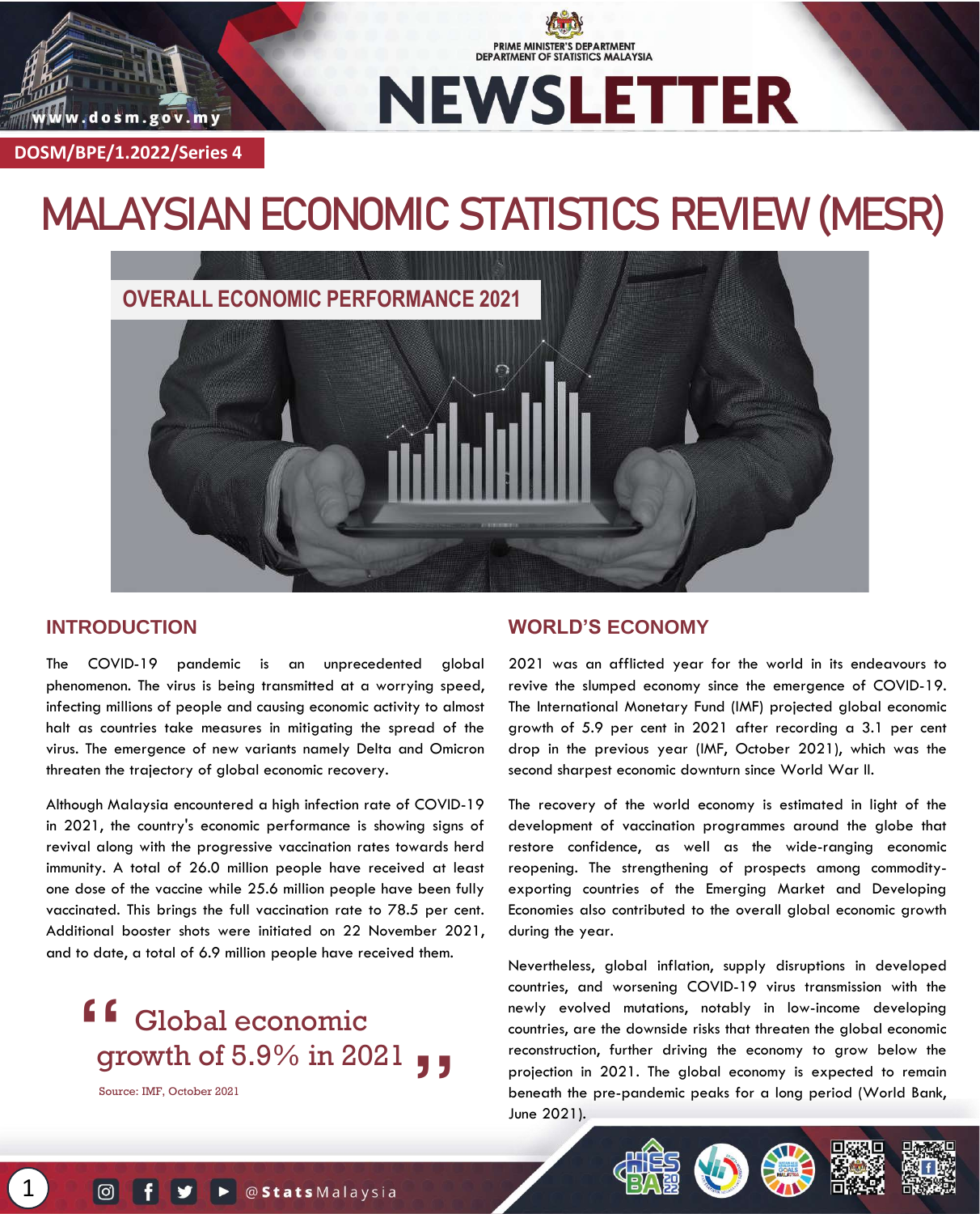PRIME MINISTER'S DEPARTMENT
DEPARTMENT OF STATISTICS MALAYSIA

# NEWSLETTER

DOSM/BPE/1.2022/Series 4

# MALAYSIAN ECONOMIC STATISTICS REVIEW (MESR)

## OVERALL ECONOMIC PERFORMANCE 2021

## INTRODUCTION

The COVID-19 pandemic is an unprecedented global phenomenon. The virus is being transmitted at a worrying speed, infecting millions of people and causing economic activity to almost halt as countries take measures in mitigating the spread of the virus. The emergence of new variants namely Delta and Omicron threaten the trajectory of global economic recovery.

Although Malaysia encountered a high infection rate of COVID-19 in 2021, the country's economic performance is showing signs of revival along with the progressive vaccination rates towards herd immunity. A total of 26.0 million people have received at least one dose of the vaccine while 25.6 million people have been fully vaccinated. This brings the full vaccination rate to 78.5 per cent. Additional booster shots were initiated on 22 November 2021, and to date, a total of 6.9 million people have received them.

> "Global economic growth of 5.9% in 2021"
>
> Source: IMF, October 2021

## WORLD'S ECONOMY

2021 was an afflicted year for the world in its endeavours to revive the slumped economy since the emergence of COVID-19. The International Monetary Fund (IMF) projected global economic growth of 5.9 per cent in 2021 after recording a 3.1 per cent drop in the previous year (IMF, October 2021), which was the second sharpest economic downturn since World War II.

The recovery of the world economy is estimated in light of the development of vaccination programmes around the globe that restore confidence, as well as the wide-ranging economic reopening. The strengthening of prospects among commodity-exporting countries of the Emerging Market and Developing Economies also contributed to the overall global economic growth during the year.

Nevertheless, global inflation, supply disruptions in developed countries, and worsening COVID-19 virus transmission with the newly evolved mutations, notably in low-income developing countries, are the downside risks that threaten the global economic reconstruction, further driving the economy to grow below the projection in 2021. The global economy is expected to remain beneath the pre-pandemic peaks for a long period (World Bank, June 2021).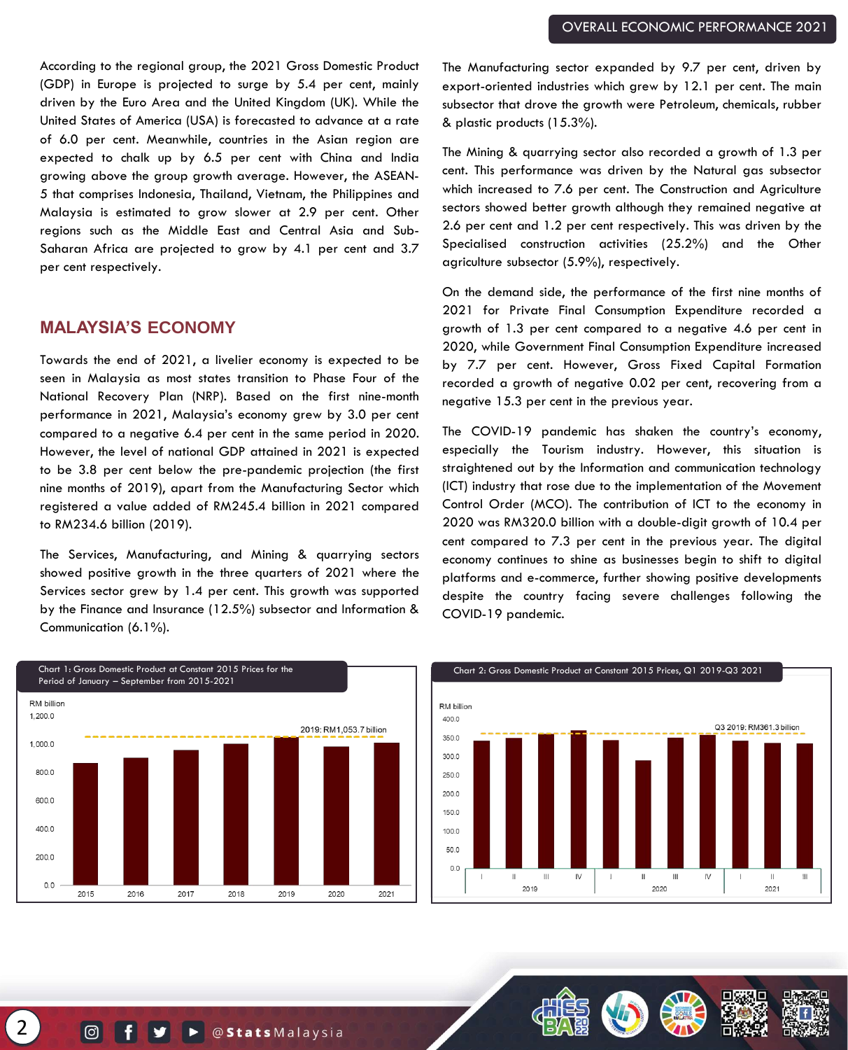According to the regional group, the 2021 Gross Domestic Product (GDP) in Europe is projected to surge by 5.4 per cent, mainly driven by the Euro Area and the United Kingdom (UK). While the United States of America (USA) is forecasted to advance at a rate of 6.0 per cent. Meanwhile, countries in the Asian region are expected to chalk up by 6.5 per cent with China and India growing above the group growth average. However, the ASEAN-5 that comprises Indonesia, Thailand, Vietnam, the Philippines and Malaysia is estimated to grow slower at 2.9 per cent. Other regions such as the Middle East and Central Asia and Sub-Saharan Africa are projected to grow by 4.1 per cent and 3.7 per cent respectively.

## MALAYSIA'S ECONOMY

Towards the end of 2021, a livelier economy is expected to be seen in Malaysia as most states transition to Phase Four of the National Recovery Plan (NRP). Based on the first nine-month performance in 2021, Malaysia's economy grew by 3.0 per cent compared to a negative 6.4 per cent in the same period in 2020. However, the level of national GDP attained in 2021 is expected to be 3.8 per cent below the pre-pandemic projection (the first nine months of 2019), apart from the Manufacturing Sector which registered a value added of RM245.4 billion in 2021 compared to RM234.6 billion (2019).

The Services, Manufacturing, and Mining & quarrying sectors showed positive growth in the three quarters of 2021 where the Services sector grew by 1.4 per cent. This growth was supported by the Finance and Insurance (12.5%) subsector and Information & Communication (6.1%).

The Manufacturing sector expanded by 9.7 per cent, driven by export-oriented industries which grew by 12.1 per cent. The main subsector that drove the growth were Petroleum, chemicals, rubber & plastic products (15.3%).

The Mining & quarrying sector also recorded a growth of 1.3 per cent. This performance was driven by the Natural gas subsector which increased to 7.6 per cent. The Construction and Agriculture sectors showed better growth although they remained negative at 2.6 per cent and 1.2 per cent respectively. This was driven by the Specialised construction activities (25.2%) and the Other agriculture subsector (5.9%), respectively.

On the demand side, the performance of the first nine months of 2021 for Private Final Consumption Expenditure recorded a growth of 1.3 per cent compared to a negative 4.6 per cent in 2020, while Government Final Consumption Expenditure increased by 7.7 per cent. However, Gross Fixed Capital Formation recorded a growth of negative 0.02 per cent, recovering from a negative 15.3 per cent in the previous year.

The COVID-19 pandemic has shaken the country's economy, especially the Tourism industry. However, this situation is straightened out by the Information and communication technology (ICT) industry that rose due to the implementation of the Movement Control Order (MCO). The contribution of ICT to the economy in 2020 was RM320.0 billion with a double-digit growth of 10.4 per cent compared to 7.3 per cent in the previous year. The digital economy continues to shine as businesses begin to shift to digital platforms and e-commerce, further showing positive developments despite the country facing severe challenges following the COVID-19 pandemic.

Chart 1: Gross Domestic Product at Constant 2015 Prices for the Period of January – September from 2015-2021

Chart 2: Gross Domestic Product at Constant 2015 Prices, Q1 2019-Q3 2021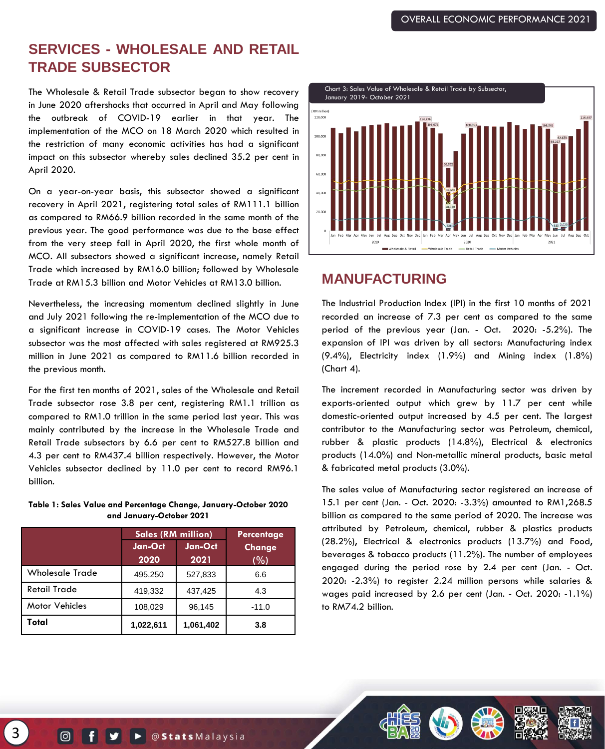## SERVICES - WHOLESALE AND RETAIL TRADE SUBSECTOR

The Wholesale & Retail Trade subsector began to show recovery in June 2020 aftershocks that occurred in April and May following the outbreak of COVID-19 earlier in that year. The implementation of the MCO on 18 March 2020 which resulted in the restriction of many economic activities has had a significant impact on this subsector whereby sales declined 35.2 per cent in April 2020.

On a year-on-year basis, this subsector showed a significant recovery in April 2021, registering total sales of RM111.1 billion as compared to RM66.9 billion recorded in the same month of the previous year. The good performance was due to the base effect from the very steep fall in April 2020, the first whole month of MCO. All subsectors showed a significant increase, namely Retail Trade which increased by RM16.0 billion; followed by Wholesale Trade at RM15.3 billion and Motor Vehicles at RM13.0 billion.

Nevertheless, the increasing momentum declined slightly in June and July 2021 following the re-implementation of the MCO due to a significant increase in COVID-19 cases. The Motor Vehicles subsector was the most affected with sales registered at RM925.3 million in June 2021 as compared to RM11.6 billion recorded in the previous month.

For the first ten months of 2021, sales of the Wholesale and Retail Trade subsector rose 3.8 per cent, registering RM1.1 trillion as compared to RM1.0 trillion in the same period last year. This was mainly contributed by the increase in the Wholesale Trade and Retail Trade subsectors by 6.6 per cent to RM527.8 billion and 4.3 per cent to RM437.4 billion respectively. However, the Motor Vehicles subsector declined by 11.0 per cent to record RM96.1 billion.

**Table 1: Sales Value and Percentage Change, January-October 2020 and January-October 2021**

| | Sales (RM million) | | Percentage Change (%) |
|---|---|---|---|
| | Jan-Oct 2020 | Jan-Oct 2021 | |
| Wholesale Trade | 495,250 | 527,833 | 6.6 |
| Retail Trade | 419,332 | 437,425 | 4.3 |
| Motor Vehicles | 108,029 | 96,145 | -11.0 |
| **Total** | **1,022,611** | **1,061,402** | **3.8** |

Chart 3: Sales Value of Wholesale & Retail Trade by Subsector, January 2019- October 2021

## MANUFACTURING

The Industrial Production Index (IPI) in the first 10 months of 2021 recorded an increase of 7.3 per cent as compared to the same period of the previous year (Jan. - Oct. 2020: -5.2%). The expansion of IPI was driven by all sectors: Manufacturing index (9.4%), Electricity index (1.9%) and Mining index (1.8%) (Chart 4).

The increment recorded in Manufacturing sector was driven by exports-oriented output which grew by 11.7 per cent while domestic-oriented output increased by 4.5 per cent. The largest contributor to the Manufacturing sector was Petroleum, chemical, rubber & plastic products (14.8%), Electrical & electronics products (14.0%) and Non-metallic mineral products, basic metal & fabricated metal products (3.0%).

The sales value of Manufacturing sector registered an increase of 15.1 per cent (Jan. - Oct. 2020: -3.3%) amounted to RM1,268.5 billion as compared to the same period of 2020. The increase was attributed by Petroleum, chemical, rubber & plastics products (28.2%), Electrical & electronics products (13.7%) and Food, beverages & tobacco products (11.2%). The number of employees engaged during the period rose by 2.4 per cent (Jan. - Oct. 2020: -2.3%) to register 2.24 million persons while salaries & wages paid increased by 2.6 per cent (Jan. - Oct. 2020: -1.1%) to RM74.2 billion.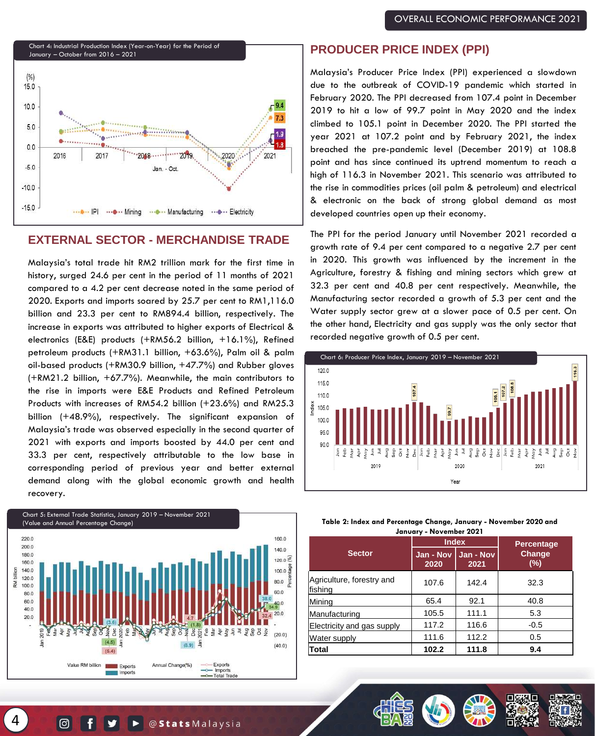Chart 4: Industrial Production Index (Year-on-Year) for the Period of January – October from 2016 – 2021

## EXTERNAL SECTOR - MERCHANDISE TRADE

Malaysia's total trade hit RM2 trillion mark for the first time in history, surged 24.6 per cent in the period of 11 months of 2021 compared to a 4.2 per cent decrease noted in the same period of 2020. Exports and imports soared by 25.7 per cent to RM1,116.0 billion and 23.3 per cent to RM894.4 billion, respectively. The increase in exports was attributed to higher exports of Electrical & electronics (E&E) products (+RM56.2 billion, +16.1%), Refined petroleum products (+RM31.1 billion, +63.6%), Palm oil & palm oil-based products (+RM30.9 billion, +47.7%) and Rubber gloves (+RM21.2 billion, +67.7%). Meanwhile, the main contributors to the rise in imports were E&E Products and Refined Petroleum Products with increases of RM54.2 billion (+23.6%) and RM25.3 billion (+48.9%), respectively. The significant expansion of Malaysia's trade was observed especially in the second quarter of 2021 with exports and imports boosted by 44.0 per cent and 33.3 per cent, respectively attributable to the low base in corresponding period of previous year and better external demand along with the global economic growth and health recovery.

Chart 5: External Trade Statistics, January 2019 – November 2021 (Value and Annual Percentage Change)

## PRODUCER PRICE INDEX (PPI)

Malaysia's Producer Price Index (PPI) experienced a slowdown due to the outbreak of COVID-19 pandemic which started in February 2020. The PPI decreased from 107.4 point in December 2019 to hit a low of 99.7 point in May 2020 and the index climbed to 105.1 point in December 2020. The PPI started the year 2021 at 107.2 point and by February 2021, the index breached the pre-pandemic level (December 2019) at 108.8 point and has since continued its uptrend momentum to reach a high of 116.3 in November 2021. This scenario was attributed to the rise in commodities prices (oil palm & petroleum) and electrical & electronic on the back of strong global demand as most developed countries open up their economy.

The PPI for the period January until November 2021 recorded a growth rate of 9.4 per cent compared to a negative 2.7 per cent in 2020. This growth was influenced by the increment in the Agriculture, forestry & fishing and mining sectors which grew at 32.3 per cent and 40.8 per cent respectively. Meanwhile, the Manufacturing sector recorded a growth of 5.3 per cent and the Water supply sector grew at a slower pace of 0.5 per cent. On the other hand, Electricity and gas supply was the only sector that recorded negative growth of 0.5 per cent.

Chart 6: Producer Price Index, January 2019 – November 2021

**Table 2: Index and Percentage Change, January - November 2020 and January - November 2021**

| Sector | Index | | Percentage Change (%) |
|---|---|---|---|
| | Jan - Nov 2020 | Jan - Nov 2021 | |
| Agriculture, forestry and fishing | 107.6 | 142.4 | 32.3 |
| Mining | 65.4 | 92.1 | 40.8 |
| Manufacturing | 105.5 | 111.1 | 5.3 |
| Electricity and gas supply | 117.2 | 116.6 | -0.5 |
| Water supply | 111.6 | 112.2 | 0.5 |
| **Total** | **102.2** | **111.8** | **9.4** |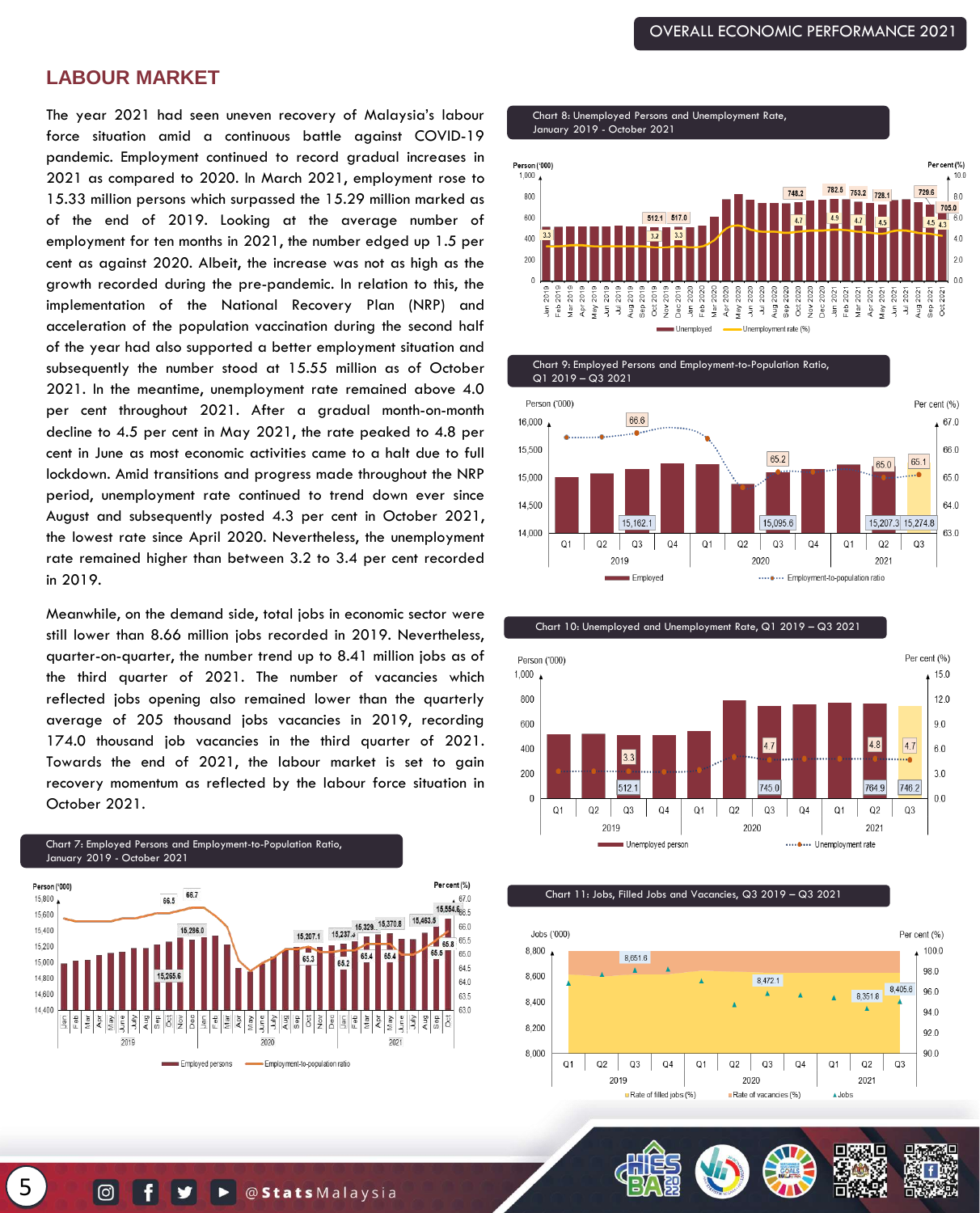## LABOUR MARKET

The year 2021 had seen uneven recovery of Malaysia's labour force situation amid a continuous battle against COVID-19 pandemic. Employment continued to record gradual increases in 2021 as compared to 2020. In March 2021, employment rose to 15.33 million persons which surpassed the 15.29 million marked as of the end of 2019. Looking at the average number of employment for ten months in 2021, the number edged up 1.5 per cent as against 2020. Albeit, the increase was not as high as the growth recorded during the pre-pandemic. In relation to this, the implementation of the National Recovery Plan (NRP) and acceleration of the population vaccination during the second half of the year had also supported a better employment situation and subsequently the number stood at 15.55 million as of October 2021. In the meantime, unemployment rate remained above 4.0 per cent throughout 2021. After a gradual month-on-month decline to 4.5 per cent in May 2021, the rate peaked to 4.8 per cent in June as most economic activities came to a halt due to full lockdown. Amid transitions and progress made throughout the NRP period, unemployment rate continued to trend down ever since August and subsequently posted 4.3 per cent in October 2021, the lowest rate since April 2020. Nevertheless, the unemployment rate remained higher than between 3.2 to 3.4 per cent recorded in 2019.

Meanwhile, on the demand side, total jobs in economic sector were still lower than 8.66 million jobs recorded in 2019. Nevertheless, quarter-on-quarter, the number trend up to 8.41 million jobs as of the third quarter of 2021. The number of vacancies which reflected jobs opening also remained lower than the quarterly average of 205 thousand jobs vacancies in 2019, recording 174.0 thousand job vacancies in the third quarter of 2021. Towards the end of 2021, the labour market is set to gain recovery momentum as reflected by the labour force situation in October 2021.

Chart 7: Employed Persons and Employment-to-Population Ratio, January 2019 - October 2021

Chart 8: Unemployed Persons and Unemployment Rate, January 2019 - October 2021

Chart 9: Employed Persons and Employment-to-Population Ratio, Q1 2019 – Q3 2021

Chart 10: Unemployed and Unemployment Rate, Q1 2019 – Q3 2021

Chart 11: Jobs, Filled Jobs and Vacancies, Q3 2019 – Q3 2021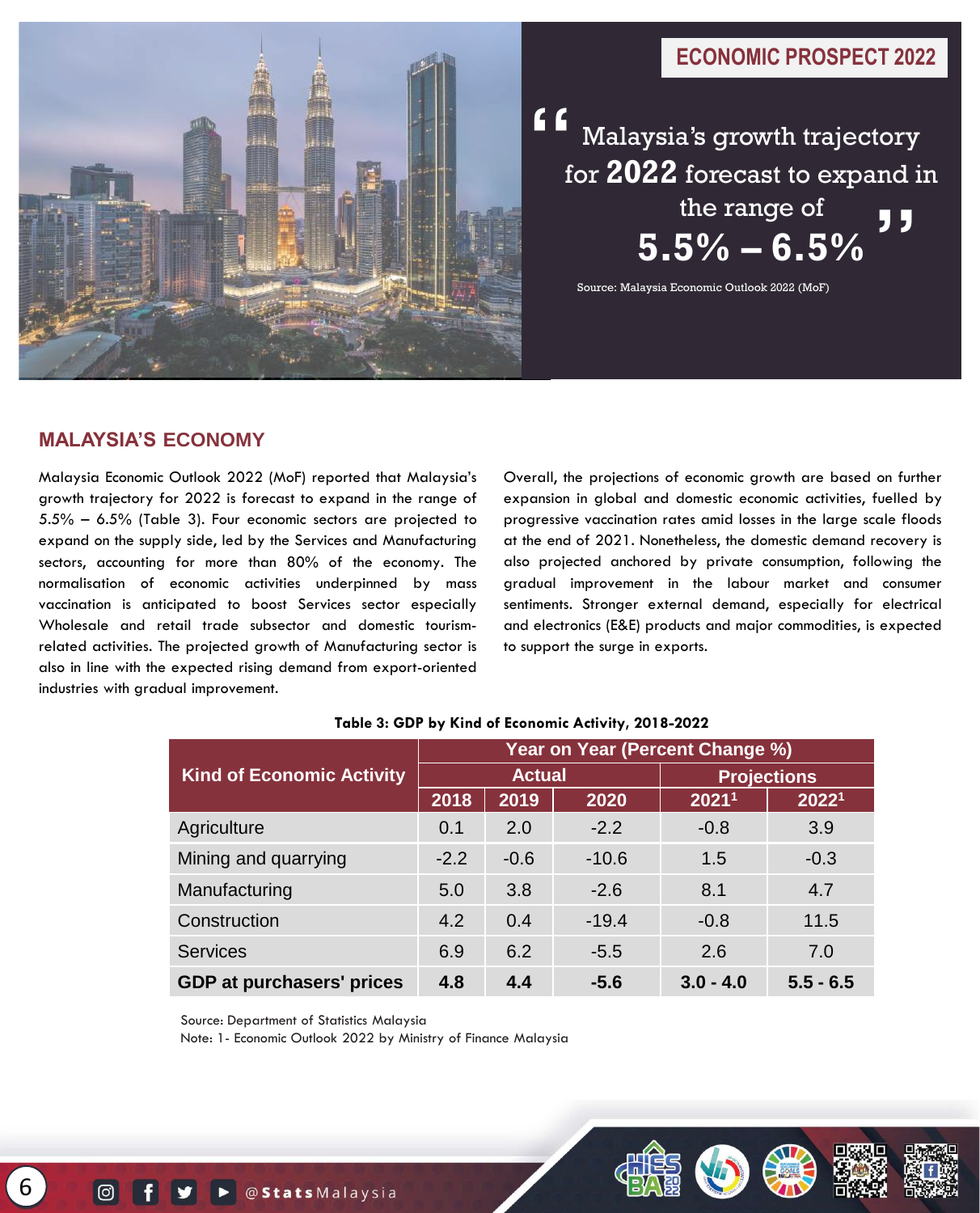## ECONOMIC PROSPECT 2022

> "Malaysia's growth trajectory for **2022** forecast to expand in the range of **5.5% – 6.5%**"

Source: Malaysia Economic Outlook 2022 (MoF)

## MALAYSIA'S ECONOMY

Malaysia Economic Outlook 2022 (MoF) reported that Malaysia's growth trajectory for 2022 is forecast to expand in the range of 5.5% – 6.5% (Table 3). Four economic sectors are projected to expand on the supply side, led by the Services and Manufacturing sectors, accounting for more than 80% of the economy. The normalisation of economic activities underpinned by mass vaccination is anticipated to boost Services sector especially Wholesale and retail trade subsector and domestic tourism-related activities. The projected growth of Manufacturing sector is also in line with the expected rising demand from export-oriented industries with gradual improvement.

Overall, the projections of economic growth are based on further expansion in global and domestic economic activities, fuelled by progressive vaccination rates amid losses in the large scale floods at the end of 2021. Nonetheless, the domestic demand recovery is also projected anchored by private consumption, following the gradual improvement in the labour market and consumer sentiments. Stronger external demand, especially for electrical and electronics (E&E) products and major commodities, is expected to support the surge in exports.

**Table 3: GDP by Kind of Economic Activity, 2018-2022**

| Kind of Economic Activity | Year on Year (Percent Change %) | | | | |
|---|---|---|---|---|---|
| | Actual | | | Projections | |
| | 2018 | 2019 | 2020 | 2021[1] | 2022[1] |
| Agriculture | 0.1 | 2.0 | -2.2 | -0.8 | 3.9 |
| Mining and quarrying | -2.2 | -0.6 | -10.6 | 1.5 | -0.3 |
| Manufacturing | 5.0 | 3.8 | -2.6 | 8.1 | 4.7 |
| Construction | 4.2 | 0.4 | -19.4 | -0.8 | 11.5 |
| Services | 6.9 | 6.2 | -5.5 | 2.6 | 7.0 |
| **GDP at purchasers' prices** | **4.8** | **4.4** | **-5.6** | **3.0 - 4.0** | **5.5 - 6.5** |

Source: Department of Statistics Malaysia

Note: 1- Economic Outlook 2022 by Ministry of Finance Malaysia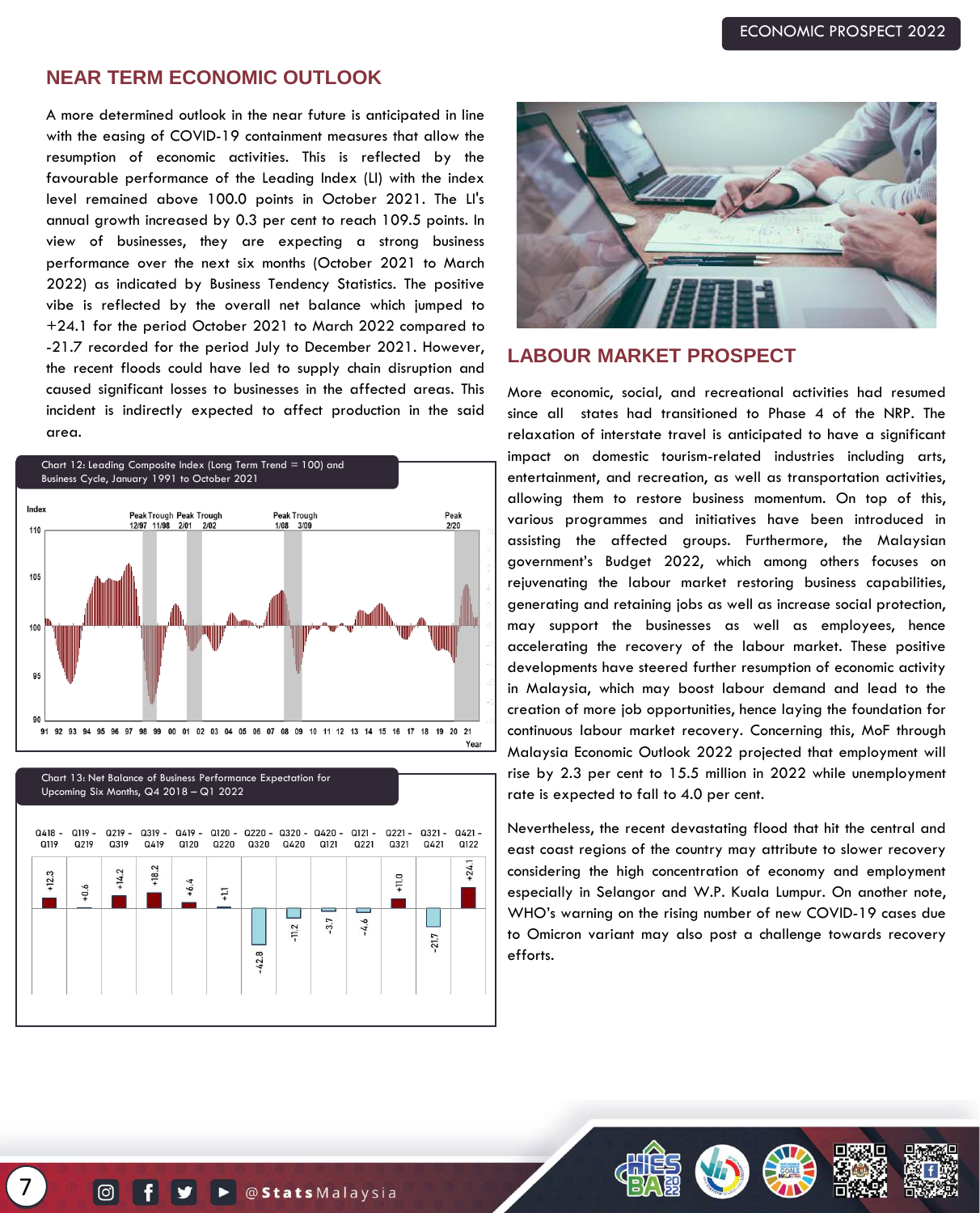## NEAR TERM ECONOMIC OUTLOOK

A more determined outlook in the near future is anticipated in line with the easing of COVID-19 containment measures that allow the resumption of economic activities. This is reflected by the favourable performance of the Leading Index (LI) with the index level remained above 100.0 points in October 2021. The LI's annual growth increased by 0.3 per cent to reach 109.5 points. In view of businesses, they are expecting a strong business performance over the next six months (October 2021 to March 2022) as indicated by Business Tendency Statistics. The positive vibe is reflected by the overall net balance which jumped to +24.1 for the period October 2021 to March 2022 compared to -21.7 recorded for the period July to December 2021. However, the recent floods could have led to supply chain disruption and caused significant losses to businesses in the affected areas. This incident is indirectly expected to affect production in the said area.

Chart 12: Leading Composite Index (Long Term Trend = 100) and Business Cycle, January 1991 to October 2021

Index

Peak 12/97, Trough 11/98, Peak 2/01, Trough 2/02, Peak 1/08, Trough 3/09, Peak 2/20

110, 105, 100, 95, 90

91 92 93 94 95 96 97 98 99 00 01 02 03 04 05 06 07 08 09 10 11 12 13 14 15 16 17 18 19 20 21

Year

Chart 13: Net Balance of Business Performance Expectation for Upcoming Six Months, Q4 2018 – Q1 2022

Q418 - Q119: +12.3
Q119 - Q219: +0.6
Q219 - Q319: +14.2
Q319 - Q419: +18.2
Q419 - Q120: +6.4
Q120 - Q220: +1.1
Q220 - Q320: -42.8
Q320 - Q420: -11.2
Q420 - Q121: -3.7
Q121 - Q221: -4.6
Q221 - Q321: +11.0
Q321 - Q421: -21.7
Q421 - Q122: +24.1

## LABOUR MARKET PROSPECT

More economic, social, and recreational activities had resumed since all states had transitioned to Phase 4 of the NRP. The relaxation of interstate travel is anticipated to have a significant impact on domestic tourism-related industries including arts, entertainment, and recreation, as well as transportation activities, allowing them to restore business momentum. On top of this, various programmes and initiatives have been introduced in assisting the affected groups. Furthermore, the Malaysian government's Budget 2022, which among others focuses on rejuvenating the labour market restoring business capabilities, generating and retaining jobs as well as increase social protection, may support the businesses as well as employees, hence accelerating the recovery of the labour market. These positive developments have steered further resumption of economic activity in Malaysia, which may boost labour demand and lead to the creation of more job opportunities, hence laying the foundation for continuous labour market recovery. Concerning this, MoF through Malaysia Economic Outlook 2022 projected that employment will rise by 2.3 per cent to 15.5 million in 2022 while unemployment rate is expected to fall to 4.0 per cent.

Nevertheless, the recent devastating flood that hit the central and east coast regions of the country may attribute to slower recovery considering the high concentration of economy and employment especially in Selangor and W.P. Kuala Lumpur. On another note, WHO's warning on the rising number of new COVID-19 cases due to Omicron variant may also post a challenge towards recovery efforts.